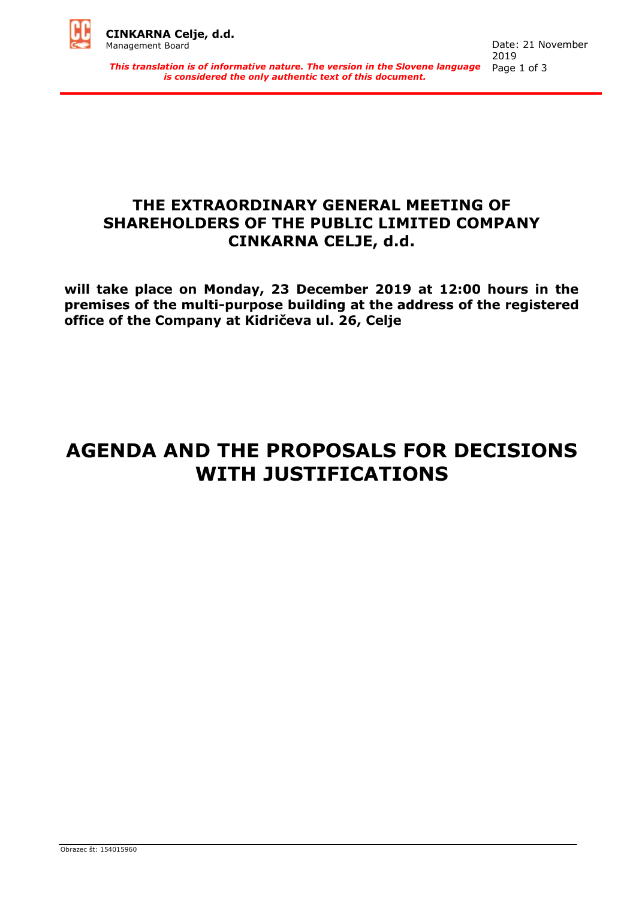# THE EXTRAORDINARY GENERAL MEETING OF SHAREHOLDERS OF THE PUBLIC LIMITED COMPANY CINKARNA CELJE, d.d.

**will take place on Monday, 23 December 2019 at 12:00 hours in the premises of the multi-purpose building at the address of the registered office of the Company at Kidričeva ul. 26, Celje**

# AGENDA AND THE PROPOSALS FOR DECISIONS WITH JUSTIFICATIONS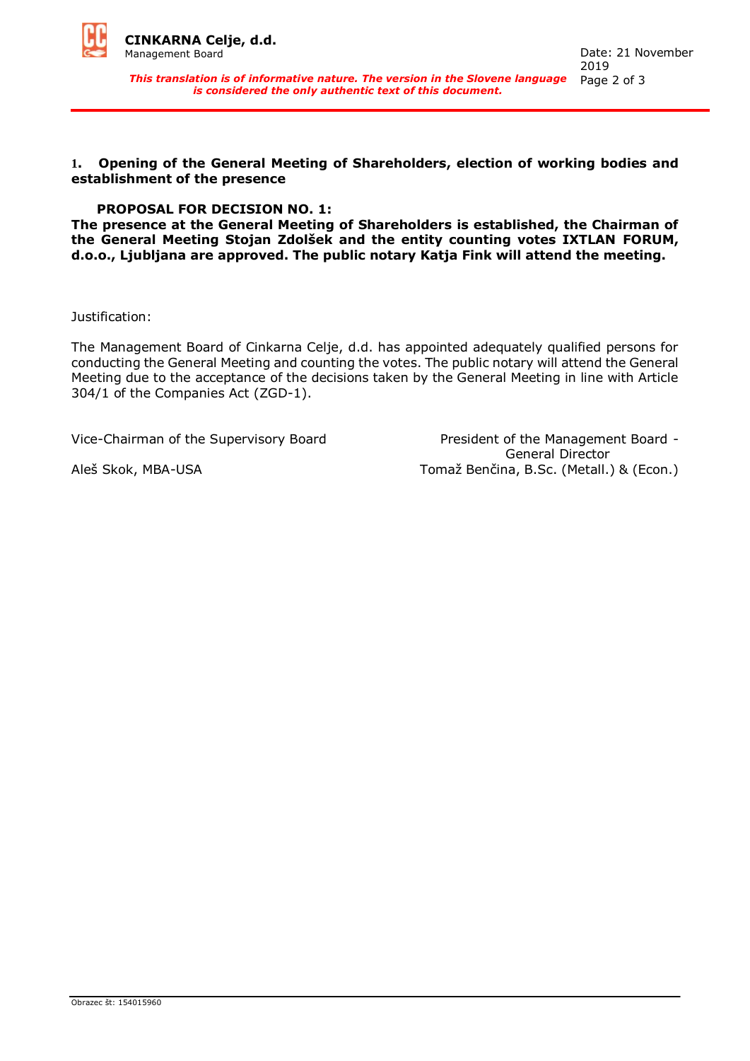## 1. Opening of the General Meeting of Shareholders, election of working bodies and establishment of the presence

**PROPOSAL FOR DECISION NO. 1:**

**The presence at the General Meeting of Shareholders is established, the Chairman of the General Meeting Stojan Zdolšek and the entity counting votes IXTLAN FORUM, d.o.o., Ljubljana are approved. The public notary Katja Fink will attend the meeting.**

Justification:

The Management Board of Cinkarna Celje, d.d. has appointed adequately qualified persons for conducting the General Meeting and counting the votes. The public notary will attend the General Meeting due to the acceptance of the decisions taken by the General Meeting in line with Article 304/1 of the Companies Act (ZGD-1).

Vice-Chairman of the Supervisory Board

Aleš Skok, MBA-USA

President of the Management Board - General Director

Tomaž Benčina, B.Sc. (Metall.) & (Econ.)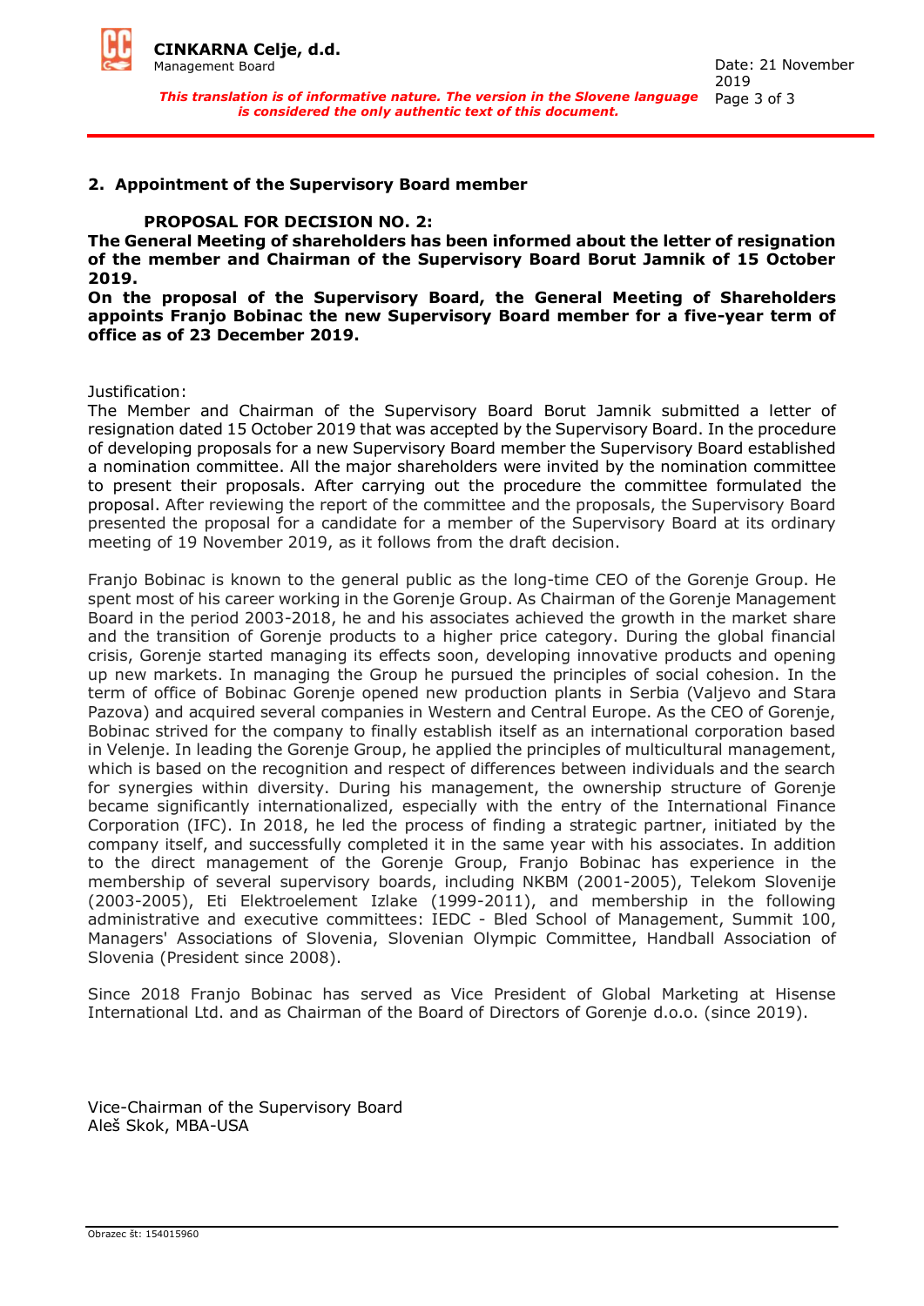## 2. Appointment of the Supervisory Board member

**PROPOSAL FOR DECISION NO. 2:**

**The General Meeting of shareholders has been informed about the letter of resignation of the member and Chairman of the Supervisory Board Borut Jamnik of 15 October 2019.**

**On the proposal of the Supervisory Board, the General Meeting of Shareholders appoints Franjo Bobinac the new Supervisory Board member for a five-year term of office as of 23 December 2019.**

Justification:

The Member and Chairman of the Supervisory Board Borut Jamnik submitted a letter of resignation dated 15 October 2019 that was accepted by the Supervisory Board. In the procedure of developing proposals for a new Supervisory Board member the Supervisory Board established a nomination committee. All the major shareholders were invited by the nomination committee to present their proposals. After carrying out the procedure the committee formulated the proposal. After reviewing the report of the committee and the proposals, the Supervisory Board presented the proposal for a candidate for a member of the Supervisory Board at its ordinary meeting of 19 November 2019, as it follows from the draft decision.

Franjo Bobinac is known to the general public as the long-time CEO of the Gorenje Group. He spent most of his career working in the Gorenje Group. As Chairman of the Gorenje Management Board in the period 2003-2018, he and his associates achieved the growth in the market share and the transition of Gorenje products to a higher price category. During the global financial crisis, Gorenje started managing its effects soon, developing innovative products and opening up new markets. In managing the Group he pursued the principles of social cohesion. In the term of office of Bobinac Gorenje opened new production plants in Serbia (Valjevo and Stara Pazova) and acquired several companies in Western and Central Europe. As the CEO of Gorenje, Bobinac strived for the company to finally establish itself as an international corporation based in Velenje. In leading the Gorenje Group, he applied the principles of multicultural management, which is based on the recognition and respect of differences between individuals and the search for synergies within diversity. During his management, the ownership structure of Gorenje became significantly internationalized, especially with the entry of the International Finance Corporation (IFC). In 2018, he led the process of finding a strategic partner, initiated by the company itself, and successfully completed it in the same year with his associates. In addition to the direct management of the Gorenje Group, Franjo Bobinac has experience in the membership of several supervisory boards, including NKBM (2001-2005), Telekom Slovenije (2003-2005), Eti Elektroelement Izlake (1999-2011), and membership in the following administrative and executive committees: IEDC - Bled School of Management, Summit 100, Managers' Associations of Slovenia, Slovenian Olympic Committee, Handball Association of Slovenia (President since 2008).

Since 2018 Franjo Bobinac has served as Vice President of Global Marketing at Hisense International Ltd. and as Chairman of the Board of Directors of Gorenje d.o.o. (since 2019).

Vice-Chairman of the Supervisory Board
Aleš Skok, MBA-USA